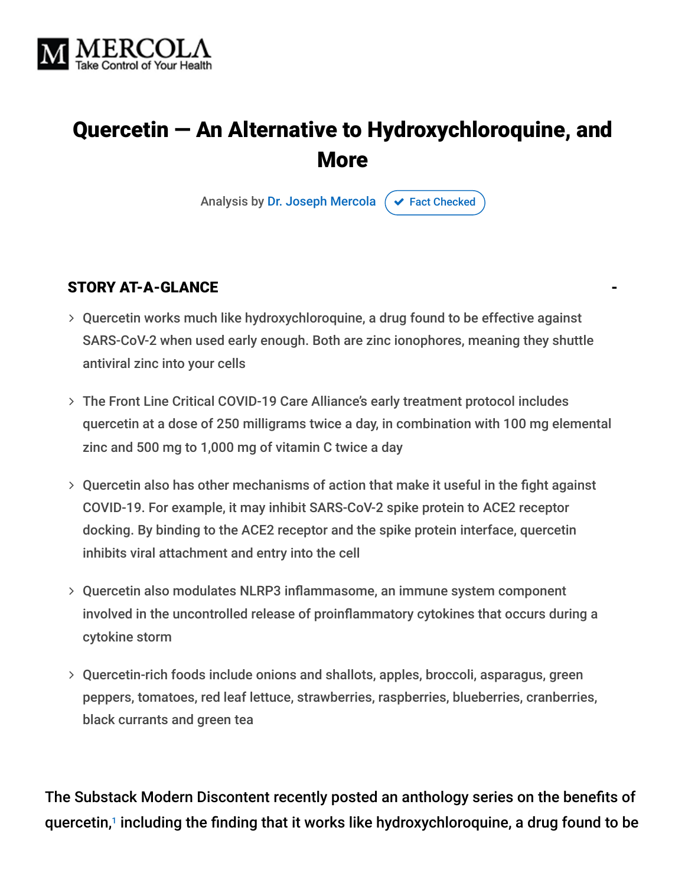MERCOLA
Take Control of Your Health

# Quercetin — An Alternative to Hydroxychloroquine, and More

Analysis by Dr. Joseph Mercola ✔ Fact Checked

## STORY AT-A-GLANCE

- Quercetin works much like hydroxychloroquine, a drug found to be effective against SARS-CoV-2 when used early enough. Both are zinc ionophores, meaning they shuttle antiviral zinc into your cells
- The Front Line Critical COVID-19 Care Alliance's early treatment protocol includes quercetin at a dose of 250 milligrams twice a day, in combination with 100 mg elemental zinc and 500 mg to 1,000 mg of vitamin C twice a day
- Quercetin also has other mechanisms of action that make it useful in the fight against COVID-19. For example, it may inhibit SARS-CoV-2 spike protein to ACE2 receptor docking. By binding to the ACE2 receptor and the spike protein interface, quercetin inhibits viral attachment and entry into the cell
- Quercetin also modulates NLRP3 inflammasome, an immune system component involved in the uncontrolled release of proinflammatory cytokines that occurs during a cytokine storm
- Quercetin-rich foods include onions and shallots, apples, broccoli, asparagus, green peppers, tomatoes, red leaf lettuce, strawberries, raspberries, blueberries, cranberries, black currants and green tea

The Substack Modern Discontent recently posted an anthology series on the benefits of quercetin,[1] including the finding that it works like hydroxychloroquine, a drug found to be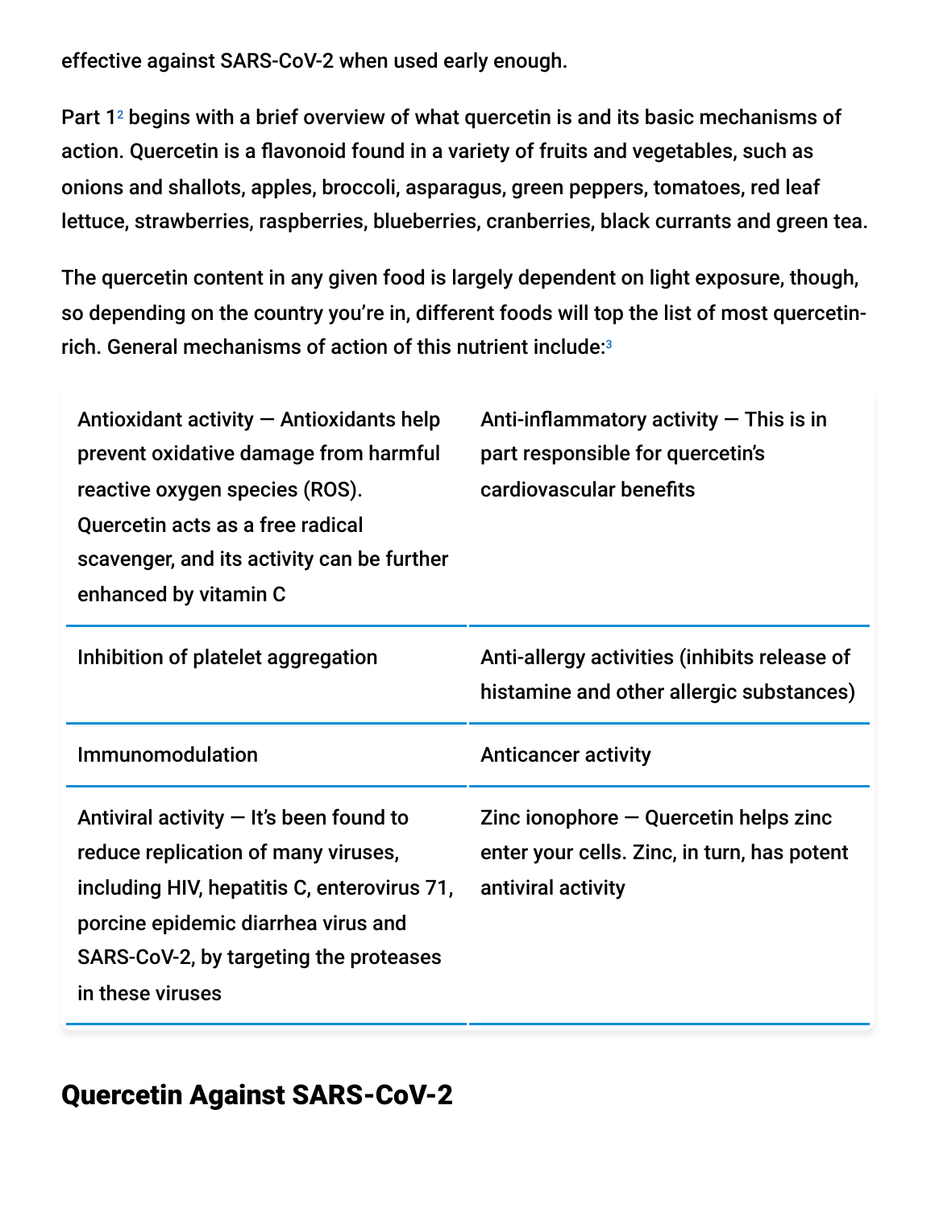effective against SARS-CoV-2 when used early enough.

Part 1[2] begins with a brief overview of what quercetin is and its basic mechanisms of action. Quercetin is a flavonoid found in a variety of fruits and vegetables, such as onions and shallots, apples, broccoli, asparagus, green peppers, tomatoes, red leaf lettuce, strawberries, raspberries, blueberries, cranberries, black currants and green tea.

The quercetin content in any given food is largely dependent on light exposure, though, so depending on the country you're in, different foods will top the list of most quercetin-rich. General mechanisms of action of this nutrient include:[3]

| | |
|---|---|
| Antioxidant activity — Antioxidants help prevent oxidative damage from harmful reactive oxygen species (ROS). Quercetin acts as a free radical scavenger, and its activity can be further enhanced by vitamin C | Anti-inflammatory activity — This is in part responsible for quercetin's cardiovascular benefits |
| Inhibition of platelet aggregation | Anti-allergy activities (inhibits release of histamine and other allergic substances) |
| Immunomodulation | Anticancer activity |
| Antiviral activity — It's been found to reduce replication of many viruses, including HIV, hepatitis C, enterovirus 71, porcine epidemic diarrhea virus and SARS-CoV-2, by targeting the proteases in these viruses | Zinc ionophore — Quercetin helps zinc enter your cells. Zinc, in turn, has potent antiviral activity |

## Quercetin Against SARS-CoV-2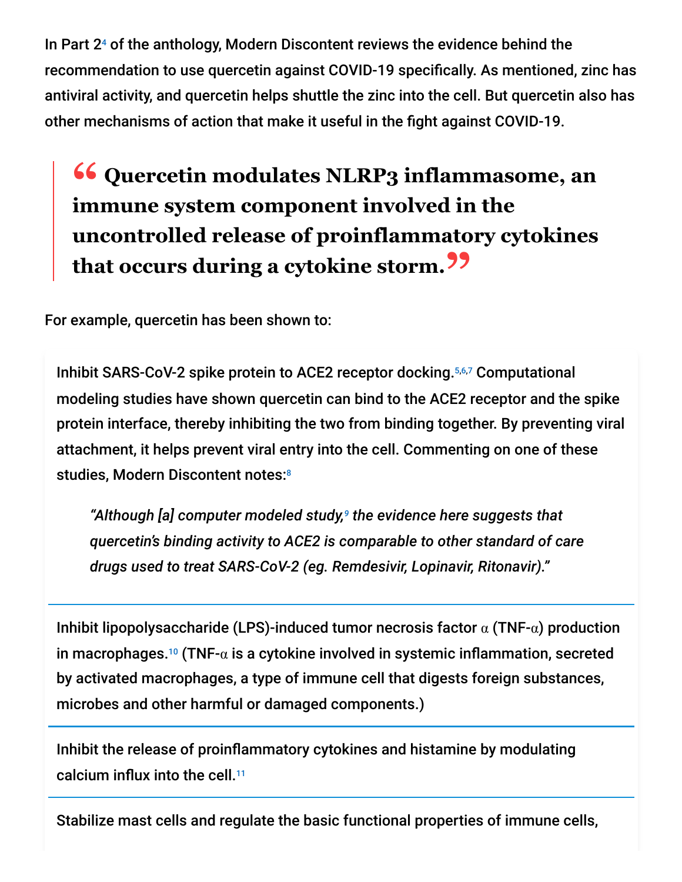In Part 2[4] of the anthology, Modern Discontent reviews the evidence behind the recommendation to use quercetin against COVID-19 specifically. As mentioned, zinc has antiviral activity, and quercetin helps shuttle the zinc into the cell. But quercetin also has other mechanisms of action that make it useful in the fight against COVID-19.

> **"Quercetin modulates NLRP3 inflammasome, an immune system component involved in the uncontrolled release of proinflammatory cytokines that occurs during a cytokine storm."**

For example, quercetin has been shown to:

Inhibit SARS-CoV-2 spike protein to ACE2 receptor docking.[5,6,7] Computational modeling studies have shown quercetin can bind to the ACE2 receptor and the spike protein interface, thereby inhibiting the two from binding together. By preventing viral attachment, it helps prevent viral entry into the cell. Commenting on one of these studies, Modern Discontent notes:[8]

> *"Although [a] computer modeled study,[9] the evidence here suggests that quercetin's binding activity to ACE2 is comparable to other standard of care drugs used to treat SARS-CoV-2 (eg. Remdesivir, Lopinavir, Ritonavir)."*

Inhibit lipopolysaccharide (LPS)-induced tumor necrosis factor α (TNF-α) production in macrophages.[10] (TNF-α is a cytokine involved in systemic inflammation, secreted by activated macrophages, a type of immune cell that digests foreign substances, microbes and other harmful or damaged components.)

Inhibit the release of proinflammatory cytokines and histamine by modulating calcium influx into the cell.[11]

Stabilize mast cells and regulate the basic functional properties of immune cells,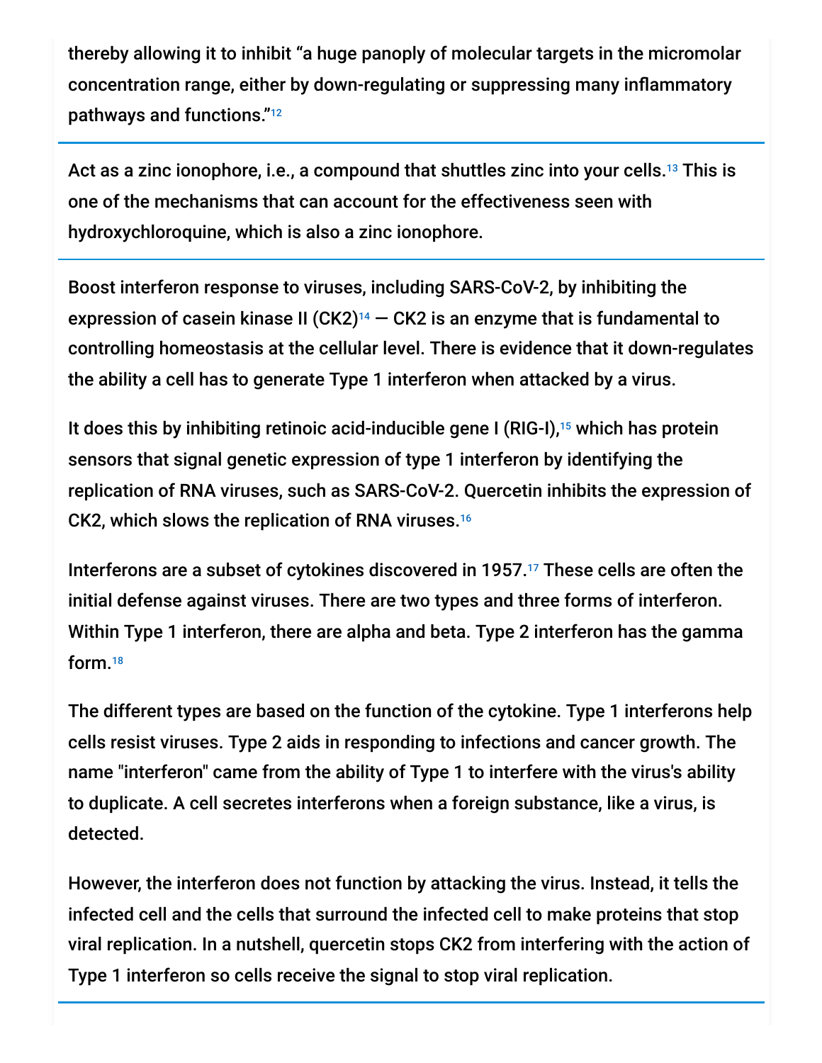thereby allowing it to inhibit "a huge panoply of molecular targets in the micromolar concentration range, either by down-regulating or suppressing many inflammatory pathways and functions."[12]

---

Act as a zinc ionophore, i.e., a compound that shuttles zinc into your cells.[13] This is one of the mechanisms that can account for the effectiveness seen with hydroxychloroquine, which is also a zinc ionophore.

---

Boost interferon response to viruses, including SARS-CoV-2, by inhibiting the expression of casein kinase II (CK2)[14] — CK2 is an enzyme that is fundamental to controlling homeostasis at the cellular level. There is evidence that it down-regulates the ability a cell has to generate Type 1 interferon when attacked by a virus.

It does this by inhibiting retinoic acid-inducible gene I (RIG-I),[15] which has protein sensors that signal genetic expression of type 1 interferon by identifying the replication of RNA viruses, such as SARS-CoV-2. Quercetin inhibits the expression of CK2, which slows the replication of RNA viruses.[16]

Interferons are a subset of cytokines discovered in 1957.[17] These cells are often the initial defense against viruses. There are two types and three forms of interferon. Within Type 1 interferon, there are alpha and beta. Type 2 interferon has the gamma form.[18]

The different types are based on the function of the cytokine. Type 1 interferons help cells resist viruses. Type 2 aids in responding to infections and cancer growth. The name "interferon" came from the ability of Type 1 to interfere with the virus's ability to duplicate. A cell secretes interferons when a foreign substance, like a virus, is detected.

However, the interferon does not function by attacking the virus. Instead, it tells the infected cell and the cells that surround the infected cell to make proteins that stop viral replication. In a nutshell, quercetin stops CK2 from interfering with the action of Type 1 interferon so cells receive the signal to stop viral replication.

---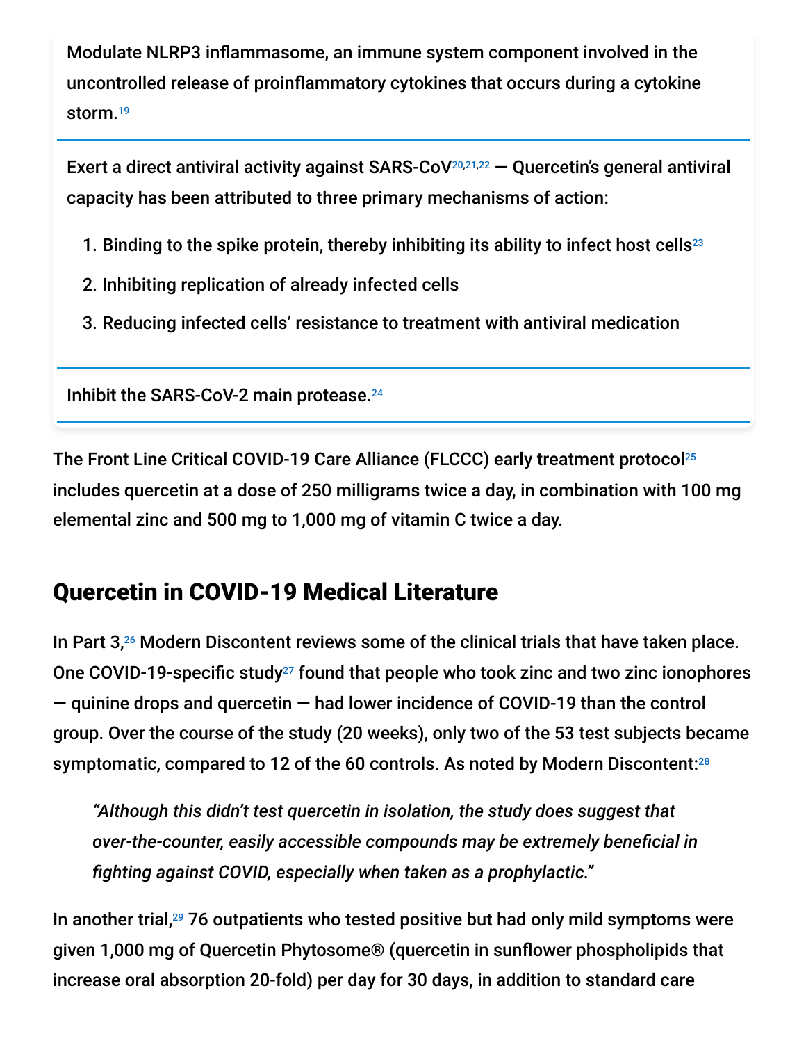Modulate NLRP3 inflammasome, an immune system component involved in the uncontrolled release of proinflammatory cytokines that occurs during a cytokine storm.[19]

Exert a direct antiviral activity against SARS-CoV[20,21,22] — Quercetin's general antiviral capacity has been attributed to three primary mechanisms of action:

1. Binding to the spike protein, thereby inhibiting its ability to infect host cells[23]
2. Inhibiting replication of already infected cells
3. Reducing infected cells' resistance to treatment with antiviral medication

Inhibit the SARS-CoV-2 main protease.[24]

The Front Line Critical COVID-19 Care Alliance (FLCCC) early treatment protocol[25] includes quercetin at a dose of 250 milligrams twice a day, in combination with 100 mg elemental zinc and 500 mg to 1,000 mg of vitamin C twice a day.

## Quercetin in COVID-19 Medical Literature

In Part 3,[26] Modern Discontent reviews some of the clinical trials that have taken place. One COVID-19-specific study[27] found that people who took zinc and two zinc ionophores — quinine drops and quercetin — had lower incidence of COVID-19 than the control group. Over the course of the study (20 weeks), only two of the 53 test subjects became symptomatic, compared to 12 of the 60 controls. As noted by Modern Discontent:[28]

> *"Although this didn't test quercetin in isolation, the study does suggest that over-the-counter, easily accessible compounds may be extremely beneficial in fighting against COVID, especially when taken as a prophylactic."*

In another trial,[29] 76 outpatients who tested positive but had only mild symptoms were given 1,000 mg of Quercetin Phytosome® (quercetin in sunflower phospholipids that increase oral absorption 20-fold) per day for 30 days, in addition to standard care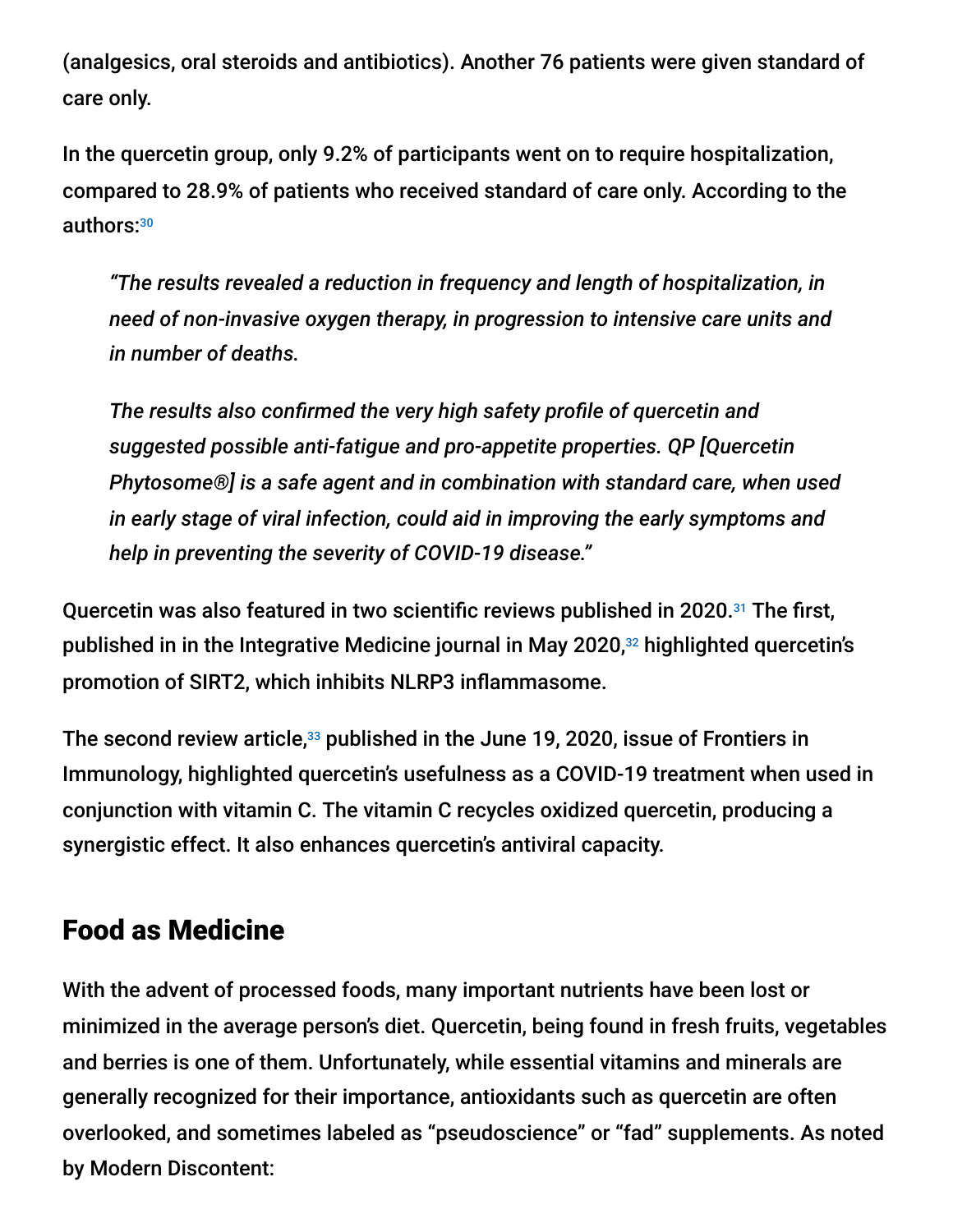(analgesics, oral steroids and antibiotics). Another 76 patients were given standard of care only.

In the quercetin group, only 9.2% of participants went on to require hospitalization, compared to 28.9% of patients who received standard of care only. According to the authors:[30]

> *"The results revealed a reduction in frequency and length of hospitalization, in need of non-invasive oxygen therapy, in progression to intensive care units and in number of deaths.*
>
> *The results also confirmed the very high safety profile of quercetin and suggested possible anti-fatigue and pro-appetite properties. QP [Quercetin Phytosome®] is a safe agent and in combination with standard care, when used in early stage of viral infection, could aid in improving the early symptoms and help in preventing the severity of COVID-19 disease."*

Quercetin was also featured in two scientific reviews published in 2020.[31] The first, published in in the Integrative Medicine journal in May 2020,[32] highlighted quercetin's promotion of SIRT2, which inhibits NLRP3 inflammasome.

The second review article,[33] published in the June 19, 2020, issue of Frontiers in Immunology, highlighted quercetin's usefulness as a COVID-19 treatment when used in conjunction with vitamin C. The vitamin C recycles oxidized quercetin, producing a synergistic effect. It also enhances quercetin's antiviral capacity.

## Food as Medicine

With the advent of processed foods, many important nutrients have been lost or minimized in the average person's diet. Quercetin, being found in fresh fruits, vegetables and berries is one of them. Unfortunately, while essential vitamins and minerals are generally recognized for their importance, antioxidants such as quercetin are often overlooked, and sometimes labeled as "pseudoscience" or "fad" supplements. As noted by Modern Discontent: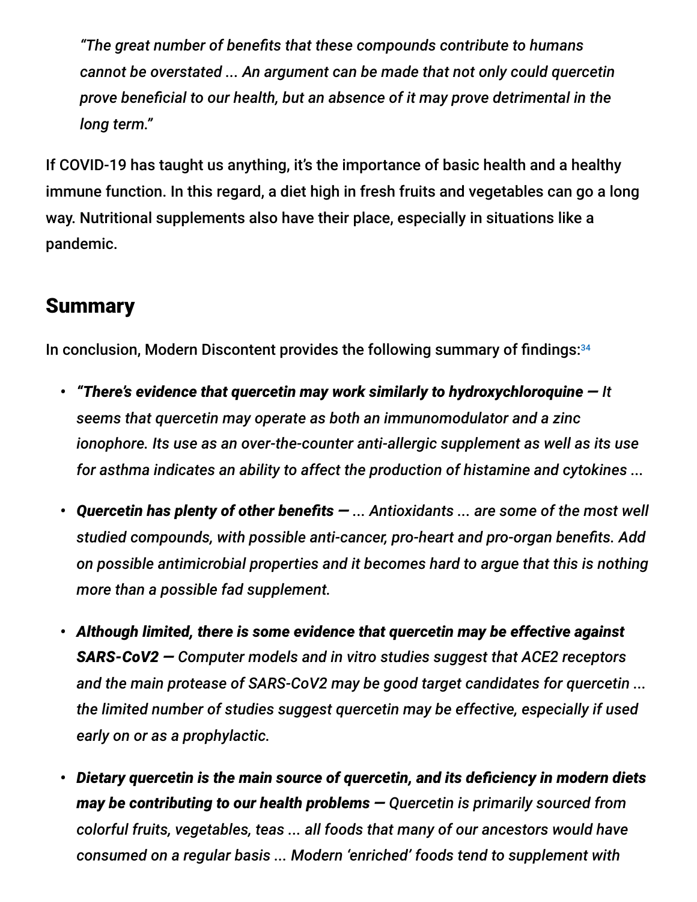*"The great number of benefits that these compounds contribute to humans cannot be overstated ... An argument can be made that not only could quercetin prove beneficial to our health, but an absence of it may prove detrimental in the long term."*

If COVID-19 has taught us anything, it's the importance of basic health and a healthy immune function. In this regard, a diet high in fresh fruits and vegetables can go a long way. Nutritional supplements also have their place, especially in situations like a pandemic.

## Summary

In conclusion, Modern Discontent provides the following summary of findings:[34]

- ***"There's evidence that quercetin may work similarly to hydroxychloroquine —*** *It seems that quercetin may operate as both an immunomodulator and a zinc ionophore. Its use as an over-the-counter anti-allergic supplement as well as its use for asthma indicates an ability to affect the production of histamine and cytokines ...*
- ***Quercetin has plenty of other benefits —*** *... Antioxidants ... are some of the most well studied compounds, with possible anti-cancer, pro-heart and pro-organ benefits. Add on possible antimicrobial properties and it becomes hard to argue that this is nothing more than a possible fad supplement.*
- ***Although limited, there is some evidence that quercetin may be effective against SARS-CoV2 —*** *Computer models and in vitro studies suggest that ACE2 receptors and the main protease of SARS-CoV2 may be good target candidates for quercetin ... the limited number of studies suggest quercetin may be effective, especially if used early on or as a prophylactic.*
- ***Dietary quercetin is the main source of quercetin, and its deficiency in modern diets may be contributing to our health problems —*** *Quercetin is primarily sourced from colorful fruits, vegetables, teas ... all foods that many of our ancestors would have consumed on a regular basis ... Modern 'enriched' foods tend to supplement with*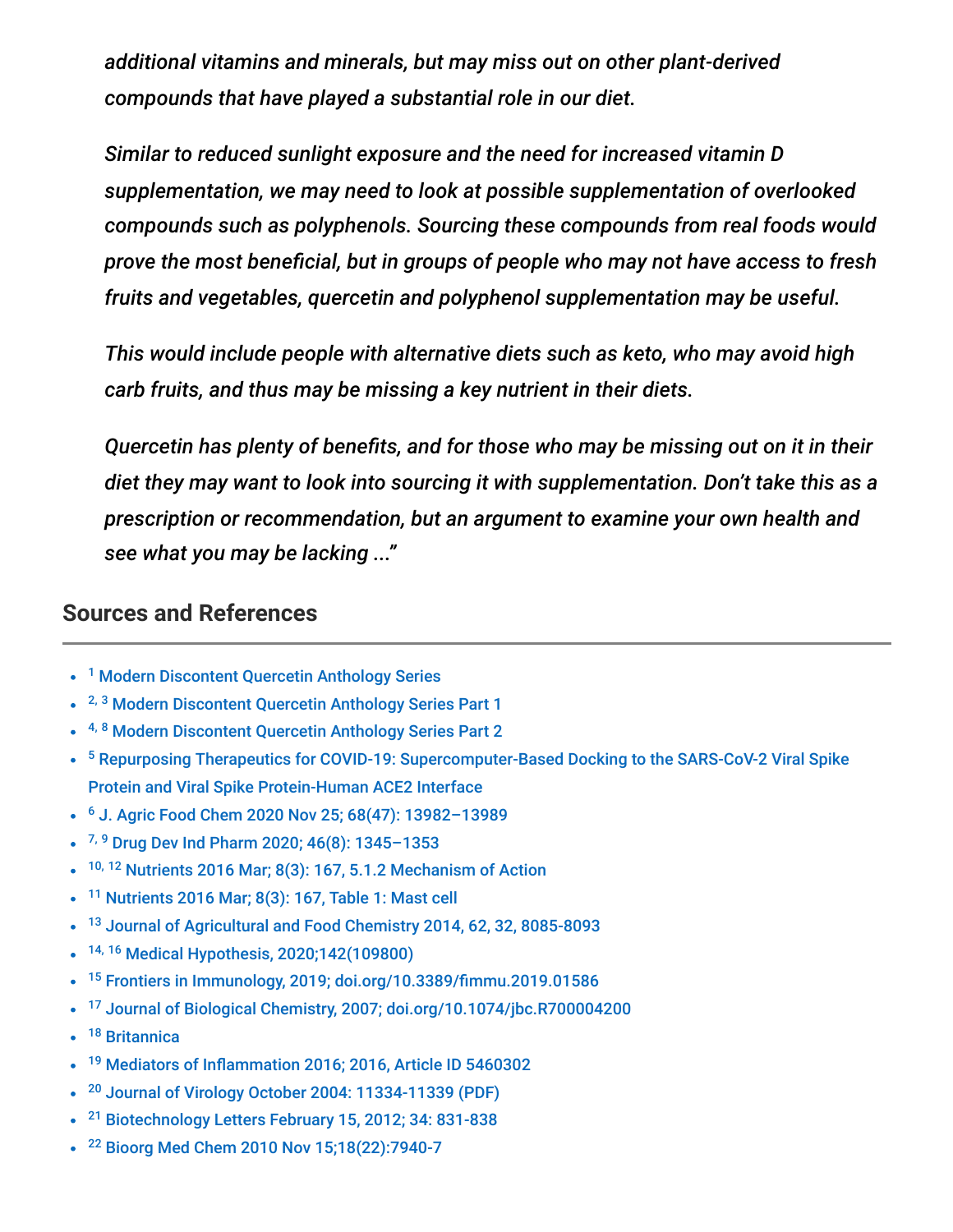*additional vitamins and minerals, but may miss out on other plant-derived compounds that have played a substantial role in our diet.*

*Similar to reduced sunlight exposure and the need for increased vitamin D supplementation, we may need to look at possible supplementation of overlooked compounds such as polyphenols. Sourcing these compounds from real foods would prove the most beneficial, but in groups of people who may not have access to fresh fruits and vegetables, quercetin and polyphenol supplementation may be useful.*

*This would include people with alternative diets such as keto, who may avoid high carb fruits, and thus may be missing a key nutrient in their diets.*

*Quercetin has plenty of benefits, and for those who may be missing out on it in their diet they may want to look into sourcing it with supplementation. Don't take this as a prescription or recommendation, but an argument to examine your own health and see what you may be lacking ..."*

## Sources and References

- [1] Modern Discontent Quercetin Anthology Series
- [2, 3] Modern Discontent Quercetin Anthology Series Part 1
- [4, 8] Modern Discontent Quercetin Anthology Series Part 2
- [5] Repurposing Therapeutics for COVID-19: Supercomputer-Based Docking to the SARS-CoV-2 Viral Spike Protein and Viral Spike Protein-Human ACE2 Interface
- [6] J. Agric Food Chem 2020 Nov 25; 68(47): 13982–13989
- [7, 9] Drug Dev Ind Pharm 2020; 46(8): 1345–1353
- [10, 12] Nutrients 2016 Mar; 8(3): 167, 5.1.2 Mechanism of Action
- [11] Nutrients 2016 Mar; 8(3): 167, Table 1: Mast cell
- [13] Journal of Agricultural and Food Chemistry 2014, 62, 32, 8085-8093
- [14, 16] Medical Hypothesis, 2020;142(109800)
- [15] Frontiers in Immunology, 2019; doi.org/10.3389/fimmu.2019.01586
- [17] Journal of Biological Chemistry, 2007; doi.org/10.1074/jbc.R700004200
- [18] Britannica
- [19] Mediators of Inflammation 2016; 2016, Article ID 5460302
- [20] Journal of Virology October 2004: 11334-11339 (PDF)
- [21] Biotechnology Letters February 15, 2012; 34: 831-838
- [22] Bioorg Med Chem 2010 Nov 15;18(22):7940-7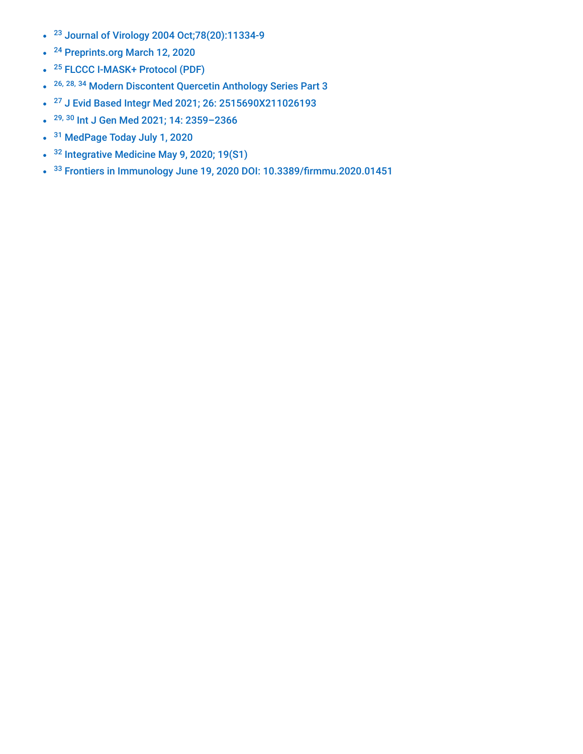- [23] Journal of Virology 2004 Oct;78(20):11334-9
- [24] Preprints.org March 12, 2020
- [25] FLCCC I-MASK+ Protocol (PDF)
- [26, 28, 34] Modern Discontent Quercetin Anthology Series Part 3
- [27] J Evid Based Integr Med 2021; 26: 2515690X211026193
- [29, 30] Int J Gen Med 2021; 14: 2359–2366
- [31] MedPage Today July 1, 2020
- [32] Integrative Medicine May 9, 2020; 19(S1)
- [33] Frontiers in Immunology June 19, 2020 DOI: 10.3389/firmmu.2020.01451